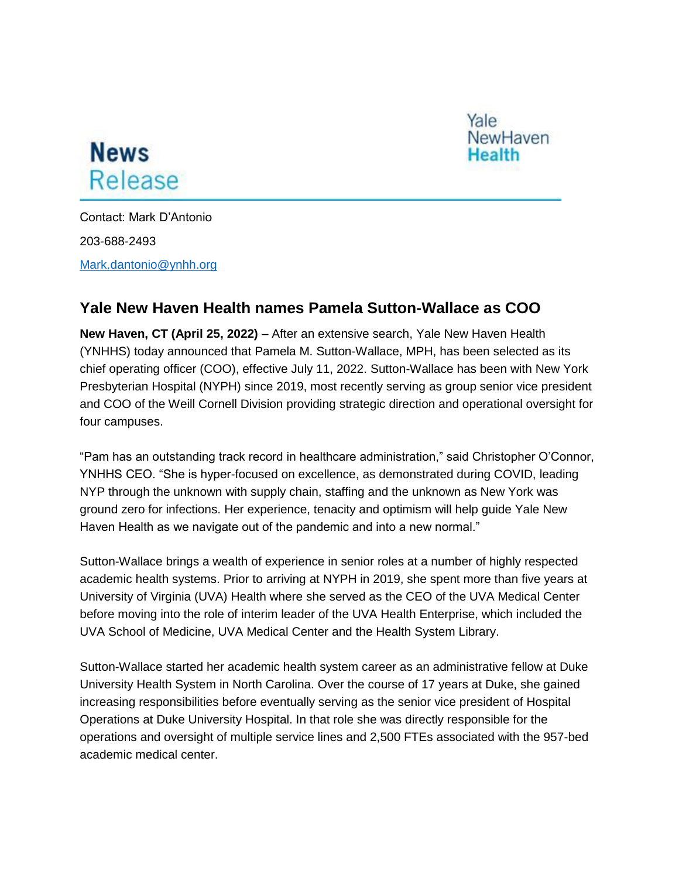**News Release**

Yale NewHaven Health

Contact: Mark D'Antonio

203-688-2493

Mark.dantonio@ynhh.org

## Yale New Haven Health names Pamela Sutton-Wallace as COO

**New Haven, CT (April 25, 2022)** – After an extensive search, Yale New Haven Health (YNHHS) today announced that Pamela M. Sutton-Wallace, MPH, has been selected as its chief operating officer (COO), effective July 11, 2022. Sutton-Wallace has been with New York Presbyterian Hospital (NYPH) since 2019, most recently serving as group senior vice president and COO of the Weill Cornell Division providing strategic direction and operational oversight for four campuses.

"Pam has an outstanding track record in healthcare administration," said Christopher O'Connor, YNHHS CEO. "She is hyper-focused on excellence, as demonstrated during COVID, leading NYP through the unknown with supply chain, staffing and the unknown as New York was ground zero for infections. Her experience, tenacity and optimism will help guide Yale New Haven Health as we navigate out of the pandemic and into a new normal."

Sutton-Wallace brings a wealth of experience in senior roles at a number of highly respected academic health systems. Prior to arriving at NYPH in 2019, she spent more than five years at University of Virginia (UVA) Health where she served as the CEO of the UVA Medical Center before moving into the role of interim leader of the UVA Health Enterprise, which included the UVA School of Medicine, UVA Medical Center and the Health System Library.

Sutton-Wallace started her academic health system career as an administrative fellow at Duke University Health System in North Carolina. Over the course of 17 years at Duke, she gained increasing responsibilities before eventually serving as the senior vice president of Hospital Operations at Duke University Hospital. In that role she was directly responsible for the operations and oversight of multiple service lines and 2,500 FTEs associated with the 957-bed academic medical center.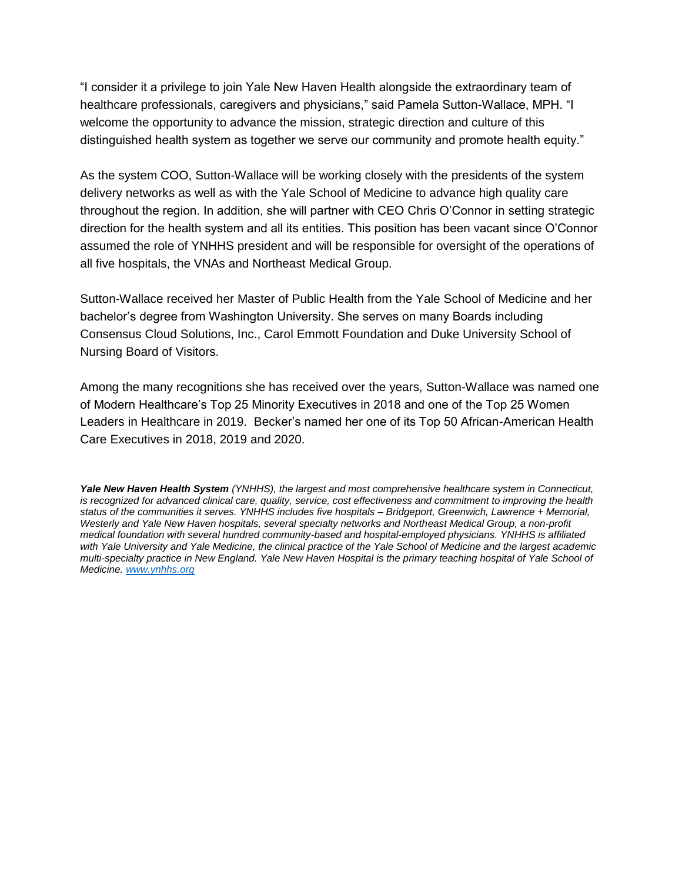"I consider it a privilege to join Yale New Haven Health alongside the extraordinary team of healthcare professionals, caregivers and physicians," said Pamela Sutton-Wallace, MPH. "I welcome the opportunity to advance the mission, strategic direction and culture of this distinguished health system as together we serve our community and promote health equity."

As the system COO, Sutton-Wallace will be working closely with the presidents of the system delivery networks as well as with the Yale School of Medicine to advance high quality care throughout the region. In addition, she will partner with CEO Chris O'Connor in setting strategic direction for the health system and all its entities. This position has been vacant since O'Connor assumed the role of YNHHS president and will be responsible for oversight of the operations of all five hospitals, the VNAs and Northeast Medical Group.

Sutton-Wallace received her Master of Public Health from the Yale School of Medicine and her bachelor's degree from Washington University. She serves on many Boards including Consensus Cloud Solutions, Inc., Carol Emmott Foundation and Duke University School of Nursing Board of Visitors.

Among the many recognitions she has received over the years, Sutton-Wallace was named one of Modern Healthcare's Top 25 Minority Executives in 2018 and one of the Top 25 Women Leaders in Healthcare in 2019. Becker's named her one of its Top 50 African-American Health Care Executives in 2018, 2019 and 2020.

***Yale New Haven Health System*** *(YNHHS), the largest and most comprehensive healthcare system in Connecticut, is recognized for advanced clinical care, quality, service, cost effectiveness and commitment to improving the health status of the communities it serves. YNHHS includes five hospitals – Bridgeport, Greenwich, Lawrence + Memorial, Westerly and Yale New Haven hospitals, several specialty networks and Northeast Medical Group, a non-profit medical foundation with several hundred community-based and hospital-employed physicians. YNHHS is affiliated with Yale University and Yale Medicine, the clinical practice of the Yale School of Medicine and the largest academic multi-specialty practice in New England. Yale New Haven Hospital is the primary teaching hospital of Yale School of Medicine.* [*www.ynhhs.org*](http://www.ynhhs.org)